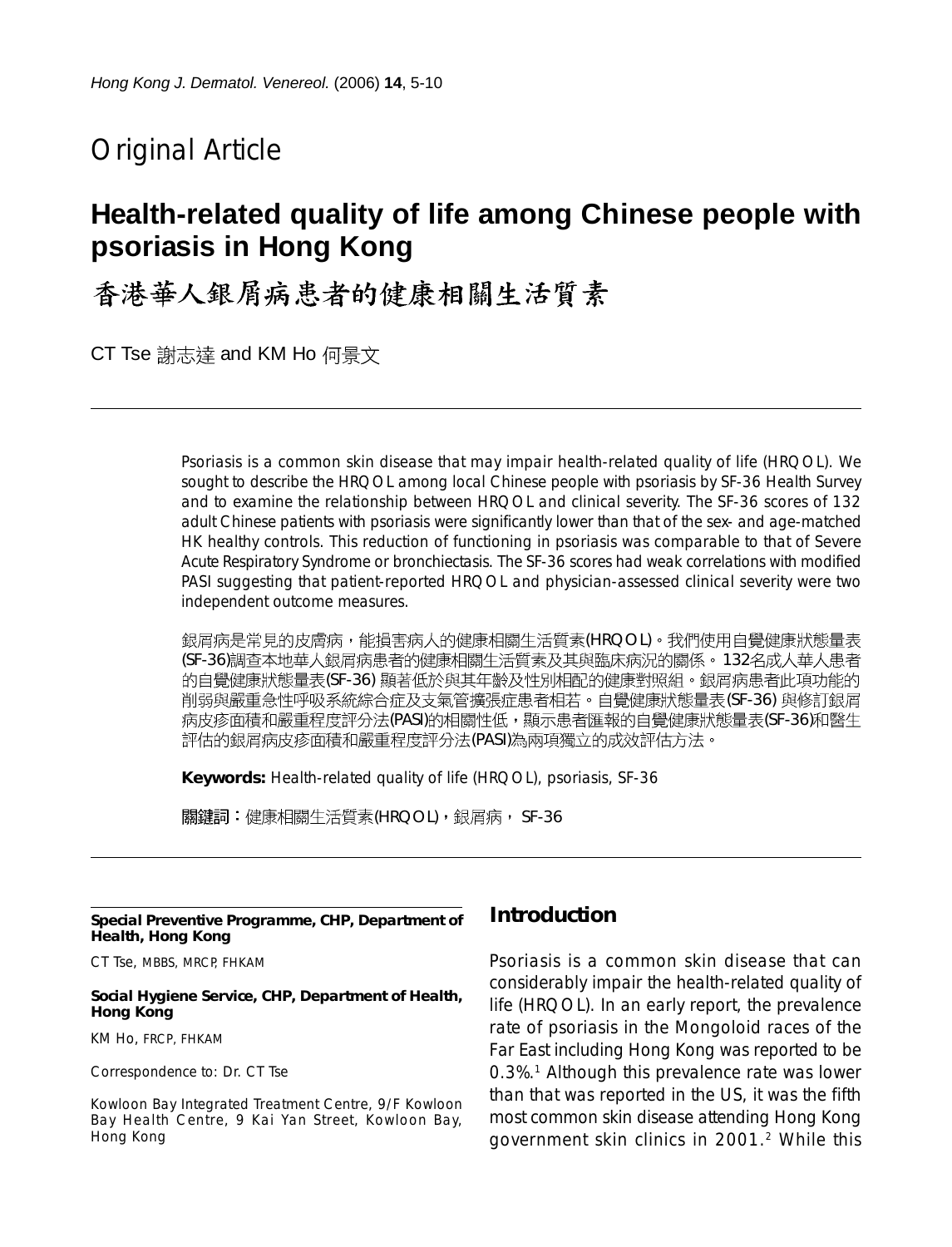## Original Article

# Health-related quality of life among Chinese people with psoriasis in Hong Kong

# 香港華人銀屑病患者的健康相關生活質素

CT Tse 謝志達 and KM Ho 何景文

Psoriasis is a common skin disease that may impair health-related quality of life (HRQOL). We sought to describe the HRQOL among local Chinese people with psoriasis by SF-36 Health Survey and to examine the relationship between HRQOL and clinical severity. The SF-36 scores of 132 adult Chinese patients with psoriasis were significantly lower than that of the sex- and age-matched HK healthy controls. This reduction of functioning in psoriasis was comparable to that of Severe Acute Respiratory Syndrome or bronchiectasis. The SF-36 scores had weak correlations with modified PASI suggesting that patient-reported HRQOL and physician-assessed clinical severity were two independent outcome measures.

銀屑病是常見的皮膚病，能損害病人的健康相關生活質素(HRQOL)。我們使用自覺健康狀態量表(SF-36)調查本地華人銀屑病患者的健康相關生活質素及其與臨床病況的關係。132名成人華人患者的自覺健康狀態量表(SF-36)顯著低於與其年齡及性別相配的健康對照組。銀屑病患者此項功能的削弱與嚴重急性呼吸系統綜合症及支氣管擴張症患者相若。自覺健康狀態量表(SF-36)與修訂銀屑病皮疹面積和嚴重程度評分法(PASI)的相關性低，顯示患者匯報的自覺健康狀態量表(SF-36)和醫生評估的銀屑病皮疹面積和嚴重程度評分法(PASI)為兩項獨立的成效評估方法。

**Keywords:** Health-related quality of life (HRQOL), psoriasis, SF-36

**關鍵詞：**健康相關生活質素(HRQOL)，銀屑病， SF-36

**Special Preventive Programme, CHP, Department of Health, Hong Kong**

CT Tse, MBBS, MRCP, FHKAM

**Social Hygiene Service, CHP, Department of Health, Hong Kong**

KM Ho, FRCP, FHKAM

Correspondence to: Dr. CT Tse

Kowloon Bay Integrated Treatment Centre, 9/F Kowloon Bay Health Centre, 9 Kai Yan Street, Kowloon Bay, Hong Kong

## Introduction

Psoriasis is a common skin disease that can considerably impair the health-related quality of life (HRQOL). In an early report, the prevalence rate of psoriasis in the Mongoloid races of the Far East including Hong Kong was reported to be 0.3%.[1] Although this prevalence rate was lower than that was reported in the US, it was the fifth most common skin disease attending Hong Kong government skin clinics in 2001.[2] While this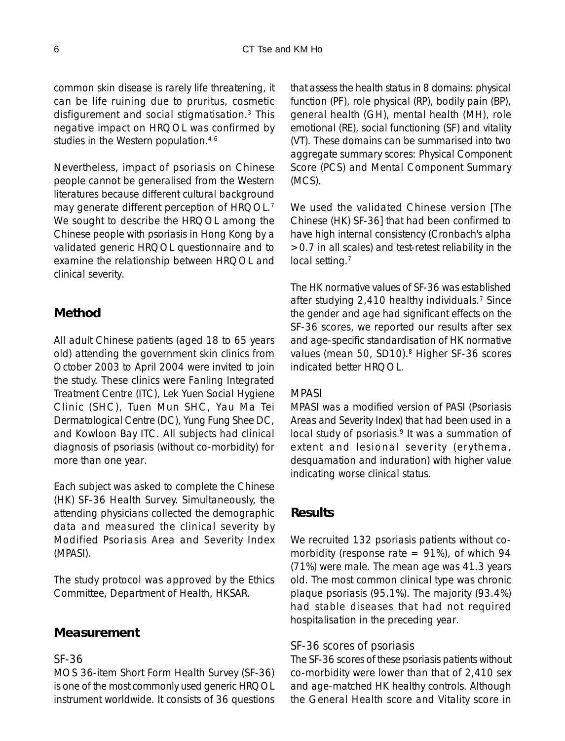common skin disease is rarely life threatening, it can be life ruining due to pruritus, cosmetic disfigurement and social stigmatisation.[3] This negative impact on HRQOL was confirmed by studies in the Western population.[4-6]

Nevertheless, impact of psoriasis on Chinese people cannot be generalised from the Western literatures because different cultural background may generate different perception of HRQOL.[7] We sought to describe the HRQOL among the Chinese people with psoriasis in Hong Kong by a validated generic HRQOL questionnaire and to examine the relationship between HRQOL and clinical severity.

## Method

All adult Chinese patients (aged 18 to 65 years old) attending the government skin clinics from October 2003 to April 2004 were invited to join the study. These clinics were Fanling Integrated Treatment Centre (ITC), Lek Yuen Social Hygiene Clinic (SHC), Tuen Mun SHC, Yau Ma Tei Dermatological Centre (DC), Yung Fung Shee DC, and Kowloon Bay ITC. All subjects had clinical diagnosis of psoriasis (without co-morbidity) for more than one year.

Each subject was asked to complete the Chinese (HK) SF-36 Health Survey. Simultaneously, the attending physicians collected the demographic data and measured the clinical severity by Modified Psoriasis Area and Severity Index (MPASI).

The study protocol was approved by the Ethics Committee, Department of Health, HKSAR.

## Measurement

### SF-36

MOS 36-item Short Form Health Survey (SF-36) is one of the most commonly used generic HRQOL instrument worldwide. It consists of 36 questions that assess the health status in 8 domains: physical function (PF), role physical (RP), bodily pain (BP), general health (GH), mental health (MH), role emotional (RE), social functioning (SF) and vitality (VT). These domains can be summarised into two aggregate summary scores: Physical Component Score (PCS) and Mental Component Summary (MCS).

We used the validated Chinese version [The Chinese (HK) SF-36] that had been confirmed to have high internal consistency (Cronbach's alpha >0.7 in all scales) and test-retest reliability in the local setting.[7]

The HK normative values of SF-36 was established after studying 2,410 healthy individuals.[7] Since the gender and age had significant effects on the SF-36 scores, we reported our results after sex and age-specific standardisation of HK normative values (mean 50, SD10).[8] Higher SF-36 scores indicated better HRQOL.

### MPASI

MPASI was a modified version of PASI (Psoriasis Areas and Severity Index) that had been used in a local study of psoriasis.[9] It was a summation of extent and lesional severity (erythema, desquamation and induration) with higher value indicating worse clinical status.

## Results

We recruited 132 psoriasis patients without co-morbidity (response rate = 91%), of which 94 (71%) were male. The mean age was 41.3 years old. The most common clinical type was chronic plaque psoriasis (95.1%). The majority (93.4%) had stable diseases that had not required hospitalisation in the preceding year.

### SF-36 scores of psoriasis

The SF-36 scores of these psoriasis patients without co-morbidity were lower than that of 2,410 sex and age-matched HK healthy controls. Although the General Health score and Vitality score in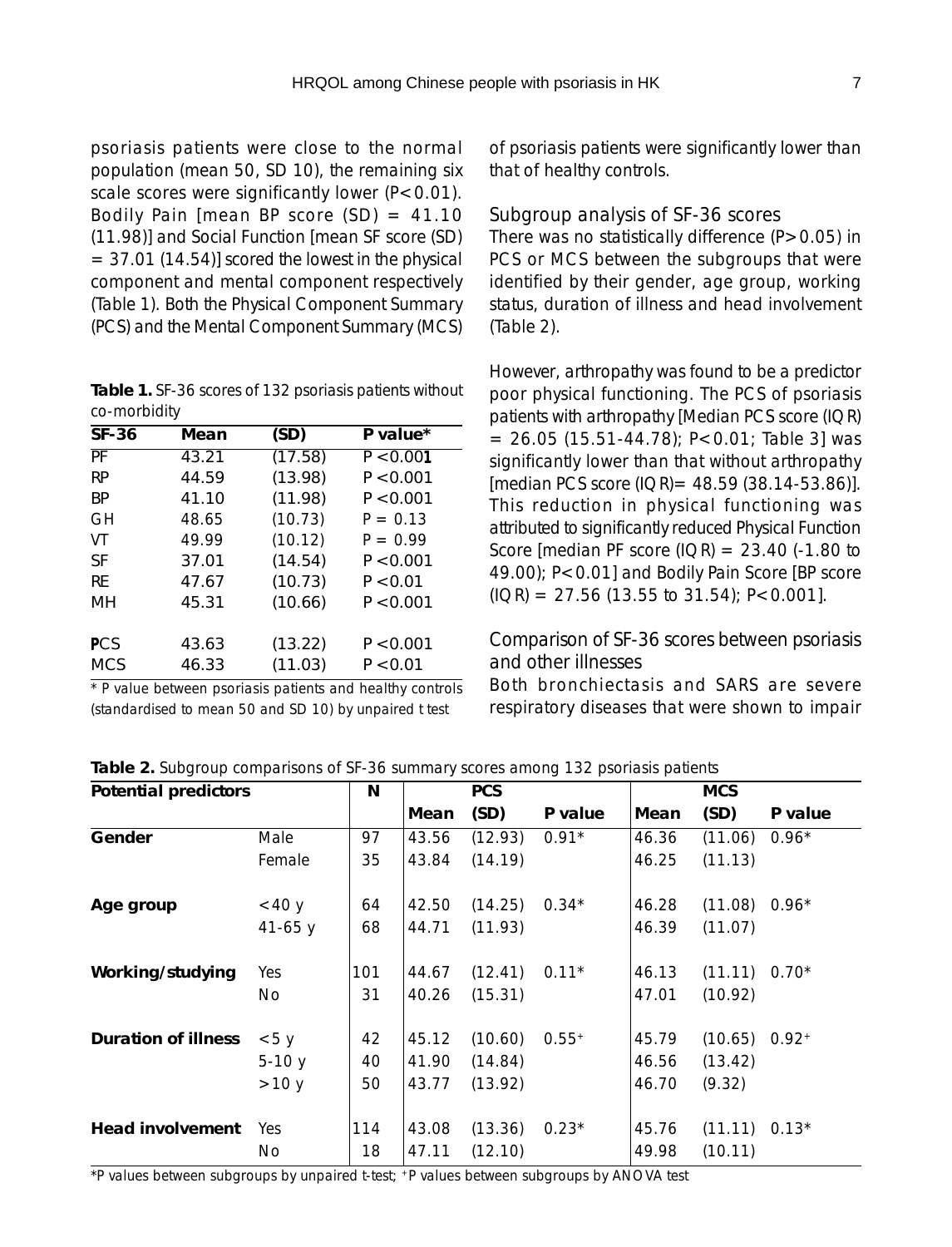psoriasis patients were close to the normal population (mean 50, SD 10), the remaining six scale scores were significantly lower (P<0.01). Bodily Pain [mean BP score (SD) = 41.10 (11.98)] and Social Function [mean SF score (SD) = 37.01 (14.54)] scored the lowest in the physical component and mental component respectively (Table 1). Both the Physical Component Summary (PCS) and the Mental Component Summary (MCS) of psoriasis patients were significantly lower than that of healthy controls.

**Table 1.** SF-36 scores of 132 psoriasis patients without co-morbidity

| SF-36 | Mean | (SD) | P value* |
|---|---|---|---|
| PF | 43.21 | (17.58) | P<0.001 |
| RP | 44.59 | (13.98) | P<0.001 |
| BP | 41.10 | (11.98) | P<0.001 |
| GH | 48.65 | (10.73) | P = 0.13 |
| VT | 49.99 | (10.12) | P = 0.99 |
| SF | 37.01 | (14.54) | P<0.001 |
| RE | 47.67 | (10.73) | P<0.01 |
| MH | 45.31 | (10.66) | P<0.001 |
| PCS | 43.63 | (13.22) | P<0.001 |
| MCS | 46.33 | (11.03) | P<0.01 |

\* P value between psoriasis patients and healthy controls (standardised to mean 50 and SD 10) by unpaired t test

## Subgroup analysis of SF-36 scores

There was no statistically difference (P>0.05) in PCS or MCS between the subgroups that were identified by their gender, age group, working status, duration of illness and head involvement (Table 2).

However, arthropathy was found to be a predictor poor physical functioning. The PCS of psoriasis patients with arthropathy [Median PCS score (IQR) = 26.05 (15.51-44.78); P<0.01; Table 3] was significantly lower than that without arthropathy [median PCS score (IQR)= 48.59 (38.14-53.86)]. This reduction in physical functioning was attributed to significantly reduced Physical Function Score [median PF score (IQR) = 23.40 (-1.80 to 49.00); P<0.01] and Bodily Pain Score [BP score (IQR) = 27.56 (13.55 to 31.54); P<0.001].

## Comparison of SF-36 scores between psoriasis and other illnesses

Both bronchiectasis and SARS are severe respiratory diseases that were shown to impair

**Table 2.** Subgroup comparisons of SF-36 summary scores among 132 psoriasis patients

| Potential predictors | | N | PCS | | | MCS | | |
|---|---|---|---|---|---|---|---|---|
| | | | Mean | (SD) | P value | Mean | (SD) | P value |
| **Gender** | Male | 97 | 43.56 | (12.93) | 0.91* | 46.36 | (11.06) | 0.96* |
| | Female | 35 | 43.84 | (14.19) | | 46.25 | (11.13) | |
| **Age group** | <40 y | 64 | 42.50 | (14.25) | 0.34* | 46.28 | (11.08) | 0.96* |
| | 41-65 y | 68 | 44.71 | (11.93) | | 46.39 | (11.07) | |
| **Working/studying** | Yes | 101 | 44.67 | (12.41) | 0.11* | 46.13 | (11.11) | 0.70* |
| | No | 31 | 40.26 | (15.31) | | 47.01 | (10.92) | |
| **Duration of illness** | <5 y | 42 | 45.12 | (10.60) | 0.55+ | 45.79 | (10.65) | 0.92+ |
| | 5-10 y | 40 | 41.90 | (14.84) | | 46.56 | (13.42) | |
| | >10 y | 50 | 43.77 | (13.92) | | 46.70 | (9.32) | |
| **Head involvement** | Yes | 114 | 43.08 | (13.36) | 0.23* | 45.76 | (11.11) | 0.13* |
| | No | 18 | 47.11 | (12.10) | | 49.98 | (10.11) | |

*P values between subgroups by unpaired t-test; +P values between subgroups by ANOVA test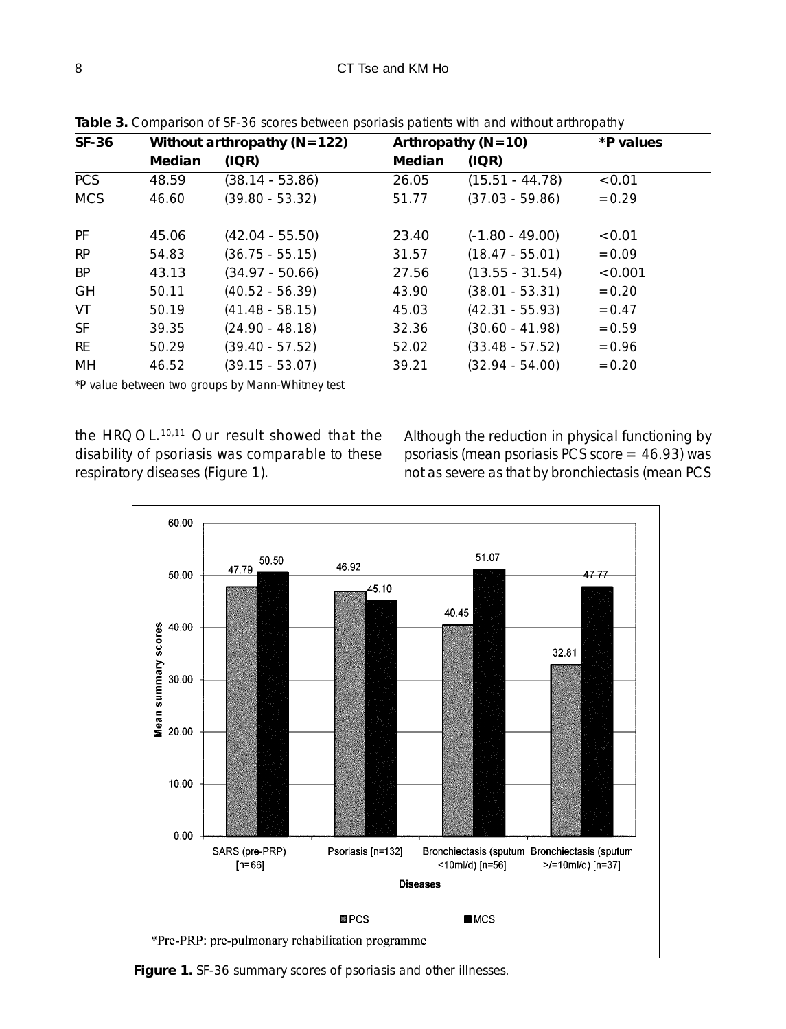**Table 3.** Comparison of SF-36 scores between psoriasis patients with and without arthropathy

| SF-36 | Without arthropathy (N=122) | | Arthropathy (N=10) | | *P values |
|---|---|---|---|---|---|
| | Median | (IQR) | Median | (IQR) | |
| PCS | 48.59 | (38.14 - 53.86) | 26.05 | (15.51 - 44.78) | <0.01 |
| MCS | 46.60 | (39.80 - 53.32) | 51.77 | (37.03 - 59.86) | =0.29 |
| PF | 45.06 | (42.04 - 55.50) | 23.40 | (-1.80 - 49.00) | <0.01 |
| RP | 54.83 | (36.75 - 55.15) | 31.57 | (18.47 - 55.01) | =0.09 |
| BP | 43.13 | (34.97 - 50.66) | 27.56 | (13.55 - 31.54) | <0.001 |
| GH | 50.11 | (40.52 - 56.39) | 43.90 | (38.01 - 53.31) | =0.20 |
| VT | 50.19 | (41.48 - 58.15) | 45.03 | (42.31 - 55.93) | =0.47 |
| SF | 39.35 | (24.90 - 48.18) | 32.36 | (30.60 - 41.98) | =0.59 |
| RE | 50.29 | (39.40 - 57.52) | 52.02 | (33.48 - 57.52) | =0.96 |
| MH | 46.52 | (39.15 - 53.07) | 39.21 | (32.94 - 54.00) | =0.20 |

*P value between two groups by Mann-Whitney test

the HRQOL.[10,11] Our result showed that the disability of psoriasis was comparable to these respiratory diseases (Figure 1).

Although the reduction in physical functioning by psoriasis (mean psoriasis PCS score = 46.93) was not as severe as that by bronchiectasis (mean PCS

| Diseases | PCS | MCS |
|---|---|---|
| SARS (pre-PRP) [n=66] | 47.79 | 50.50 |
| Psoriasis [n=132] | 46.92 | 45.10 |
| Bronchiectasis (sputum <10ml/d) [n=56] | 40.45 | 51.07 |
| Bronchiectasis (sputum >/=10ml/d) [n=37] | 32.81 | 47.77 |

*Pre-PRP: pre-pulmonary rehabilitation programme

**Figure 1.** SF-36 summary scores of psoriasis and other illnesses.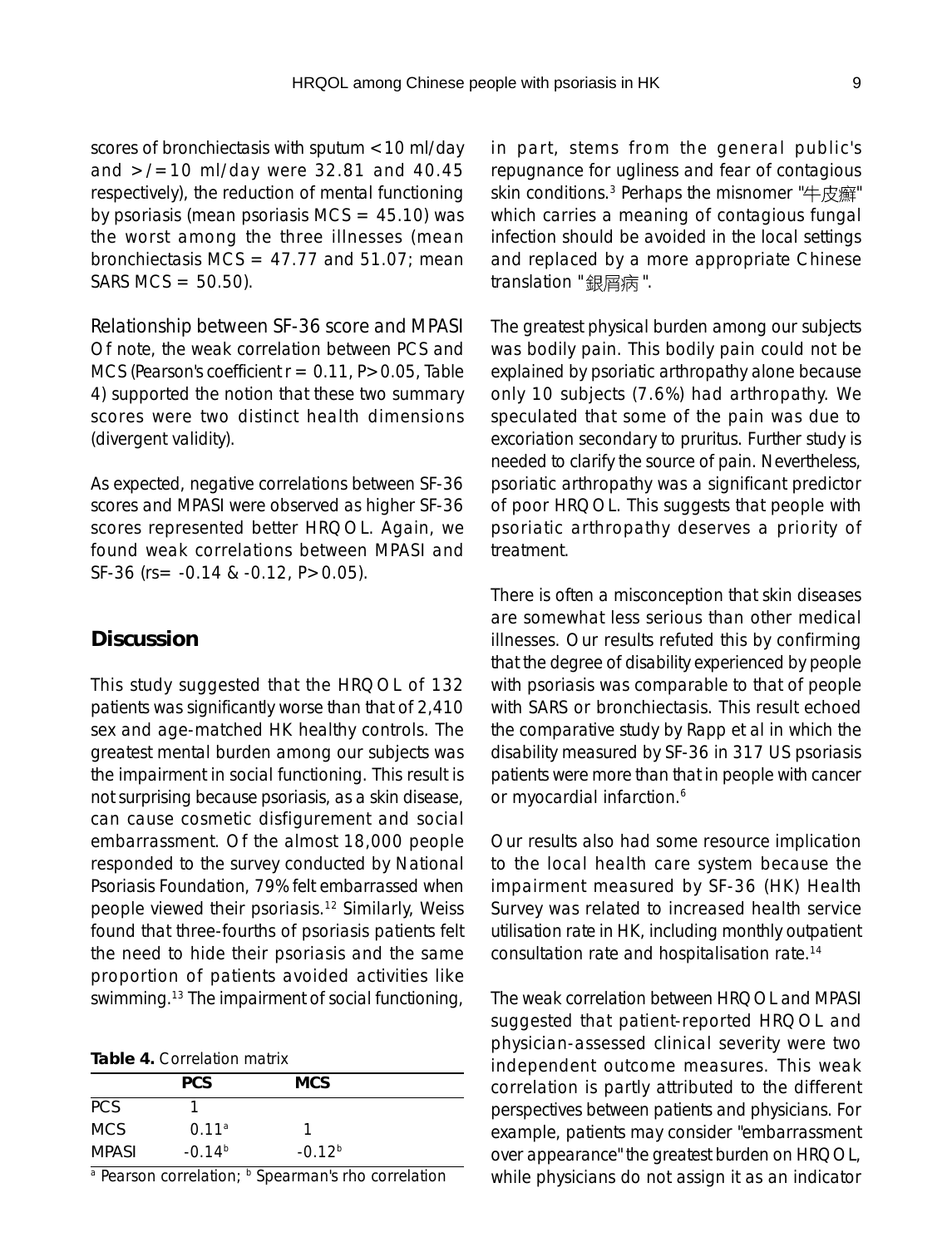scores of bronchiectasis with sputum <10 ml/day and >/=10 ml/day were 32.81 and 40.45 respectively), the reduction of mental functioning by psoriasis (mean psoriasis MCS = 45.10) was the worst among the three illnesses (mean bronchiectasis MCS = 47.77 and 51.07; mean SARS MCS = 50.50).

### Relationship between SF-36 score and MPASI

Of note, the weak correlation between PCS and MCS (Pearson's coefficient $r = 0.11$, $P>0.05$, Table 4) supported the notion that these two summary scores were two distinct health dimensions (divergent validity).

As expected, negative correlations between SF-36 scores and MPASI were observed as higher SF-36 scores represented better HRQOL. Again, we found weak correlations between MPASI and SF-36 ($rs= -0.14$ & $-0.12$, $P>0.05$).

## Discussion

This study suggested that the HRQOL of 132 patients was significantly worse than that of 2,410 sex and age-matched HK healthy controls. The greatest mental burden among our subjects was the impairment in social functioning. This result is not surprising because psoriasis, as a skin disease, can cause cosmetic disfigurement and social embarrassment. Of the almost 18,000 people responded to the survey conducted by National Psoriasis Foundation, 79% felt embarrassed when people viewed their psoriasis.[12] Similarly, Weiss found that three-fourths of psoriasis patients felt the need to hide their psoriasis and the same proportion of patients avoided activities like swimming.[13] The impairment of social functioning, in part, stems from the general public's repugnance for ugliness and fear of contagious skin conditions.[3] Perhaps the misnomer "牛皮癬" which carries a meaning of contagious fungal infection should be avoided in the local settings and replaced by a more appropriate Chinese translation "銀屑病".

**Table 4.** Correlation matrix

| | PCS | MCS |
|---|---|---|
| PCS | 1 | |
| MCS | 0.11[a] | 1 |
| MPASI | -0.14[b] | -0.12[b] |

[a] Pearson correlation; [b] Spearman's rho correlation

The greatest physical burden among our subjects was bodily pain. This bodily pain could not be explained by psoriatic arthropathy alone because only 10 subjects (7.6%) had arthropathy. We speculated that some of the pain was due to excoriation secondary to pruritus. Further study is needed to clarify the source of pain. Nevertheless, psoriatic arthropathy was a significant predictor of poor HRQOL. This suggests that people with psoriatic arthropathy deserves a priority of treatment.

There is often a misconception that skin diseases are somewhat less serious than other medical illnesses. Our results refuted this by confirming that the degree of disability experienced by people with psoriasis was comparable to that of people with SARS or bronchiectasis. This result echoed the comparative study by Rapp et al in which the disability measured by SF-36 in 317 US psoriasis patients were more than that in people with cancer or myocardial infarction.[6]

Our results also had some resource implication to the local health care system because the impairment measured by SF-36 (HK) Health Survey was related to increased health service utilisation rate in HK, including monthly outpatient consultation rate and hospitalisation rate.[14]

The weak correlation between HRQOL and MPASI suggested that patient-reported HRQOL and physician-assessed clinical severity were two independent outcome measures. This weak correlation is partly attributed to the different perspectives between patients and physicians. For example, patients may consider "embarrassment over appearance" the greatest burden on HRQOL, while physicians do not assign it as an indicator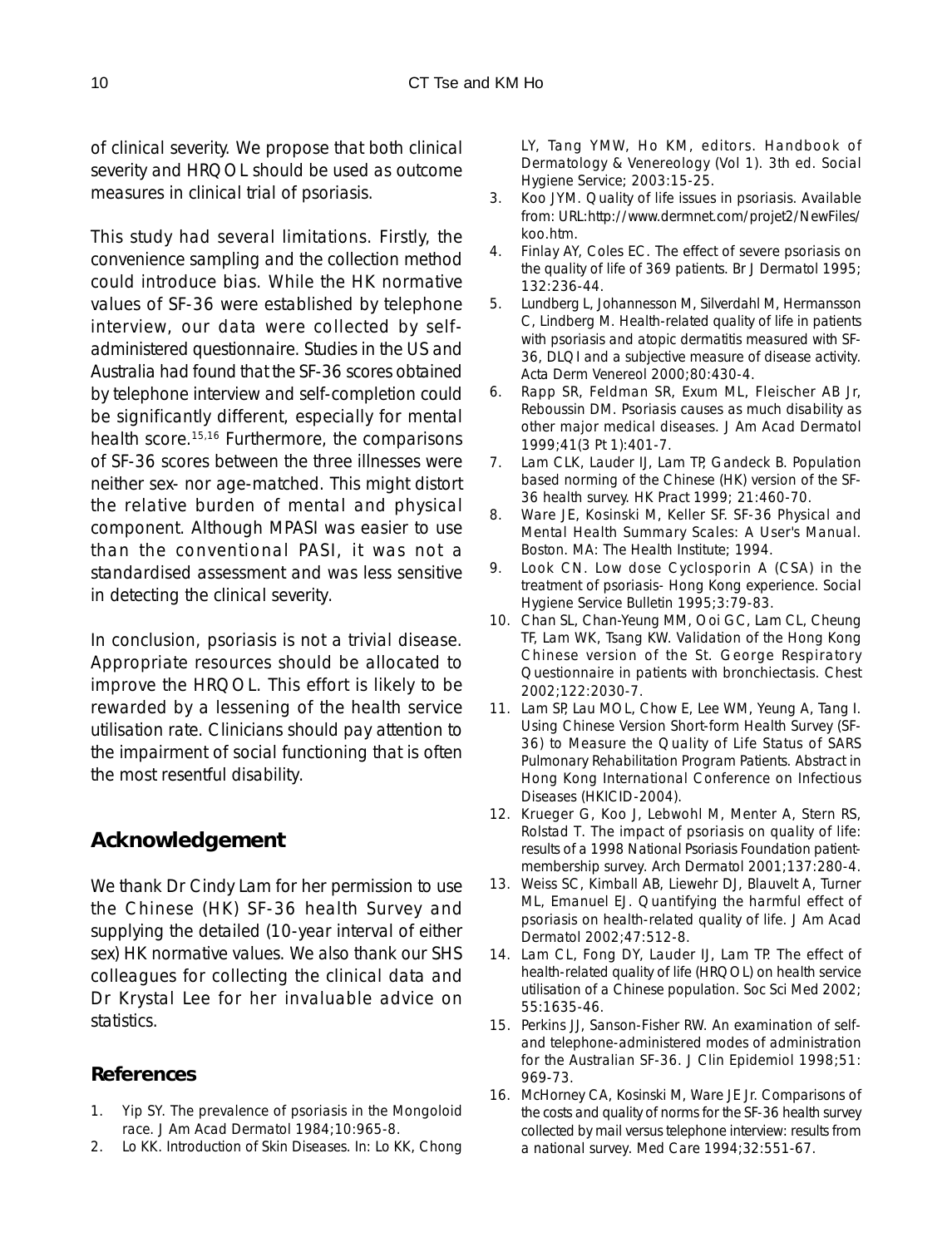of clinical severity. We propose that both clinical severity and HRQOL should be used as outcome measures in clinical trial of psoriasis.

This study had several limitations. Firstly, the convenience sampling and the collection method could introduce bias. While the HK normative values of SF-36 were established by telephone interview, our data were collected by self-administered questionnaire. Studies in the US and Australia had found that the SF-36 scores obtained by telephone interview and self-completion could be significantly different, especially for mental health score.[15,16] Furthermore, the comparisons of SF-36 scores between the three illnesses were neither sex- nor age-matched. This might distort the relative burden of mental and physical component. Although MPASI was easier to use than the conventional PASI, it was not a standardised assessment and was less sensitive in detecting the clinical severity.

In conclusion, psoriasis is not a trivial disease. Appropriate resources should be allocated to improve the HRQOL. This effort is likely to be rewarded by a lessening of the health service utilisation rate. Clinicians should pay attention to the impairment of social functioning that is often the most resentful disability.

## Acknowledgement

We thank Dr Cindy Lam for her permission to use the Chinese (HK) SF-36 health Survey and supplying the detailed (10-year interval of either sex) HK normative values. We also thank our SHS colleagues for collecting the clinical data and Dr Krystal Lee for her invaluable advice on statistics.

## References

1. Yip SY. The prevalence of psoriasis in the Mongoloid race. J Am Acad Dermatol 1984;10:965-8.
2. Lo KK. Introduction of Skin Diseases. In: Lo KK, Chong LY, Tang YMW, Ho KM, editors. Handbook of Dermatology & Venereology (Vol 1). 3th ed. Social Hygiene Service; 2003:15-25.
3. Koo JYM. Quality of life issues in psoriasis. Available from: URL:http://www.dermnet.com/projet2/NewFiles/koo.htm.
4. Finlay AY, Coles EC. The effect of severe psoriasis on the quality of life of 369 patients. Br J Dermatol 1995; 132:236-44.
5. Lundberg L, Johannesson M, Silverdahl M, Hermansson C, Lindberg M. Health-related quality of life in patients with psoriasis and atopic dermatitis measured with SF-36, DLQI and a subjective measure of disease activity. Acta Derm Venereol 2000;80:430-4.
6. Rapp SR, Feldman SR, Exum ML, Fleischer AB Jr, Reboussin DM. Psoriasis causes as much disability as other major medical diseases. J Am Acad Dermatol 1999;41(3 Pt 1):401-7.
7. Lam CLK, Lauder IJ, Lam TP, Gandeck B. Population based norming of the Chinese (HK) version of the SF-36 health survey. HK Pract 1999; 21:460-70.
8. Ware JE, Kosinski M, Keller SF. SF-36 Physical and Mental Health Summary Scales: A User's Manual. Boston. MA: The Health Institute; 1994.
9. Look CN. Low dose Cyclosporin A (CSA) in the treatment of psoriasis- Hong Kong experience. Social Hygiene Service Bulletin 1995;3:79-83.
10. Chan SL, Chan-Yeung MM, Ooi GC, Lam CL, Cheung TF, Lam WK, Tsang KW. Validation of the Hong Kong Chinese version of the St. George Respiratory Questionnaire in patients with bronchiectasis. Chest 2002;122:2030-7.
11. Lam SP, Lau MOL, Chow E, Lee WM, Yeung A, Tang I. Using Chinese Version Short-form Health Survey (SF-36) to Measure the Quality of Life Status of SARS Pulmonary Rehabilitation Program Patients. Abstract in Hong Kong International Conference on Infectious Diseases (HKICID-2004).
12. Krueger G, Koo J, Lebwohl M, Menter A, Stern RS, Rolstad T. The impact of psoriasis on quality of life: results of a 1998 National Psoriasis Foundation patient-membership survey. Arch Dermatol 2001;137:280-4.
13. Weiss SC, Kimball AB, Liewehr DJ, Blauvelt A, Turner ML, Emanuel EJ. Quantifying the harmful effect of psoriasis on health-related quality of life. J Am Acad Dermatol 2002;47:512-8.
14. Lam CL, Fong DY, Lauder IJ, Lam TP. The effect of health-related quality of life (HRQOL) on health service utilisation of a Chinese population. Soc Sci Med 2002; 55:1635-46.
15. Perkins JJ, Sanson-Fisher RW. An examination of self- and telephone-administered modes of administration for the Australian SF-36. J Clin Epidemiol 1998;51: 969-73.
16. McHorney CA, Kosinski M, Ware JE Jr. Comparisons of the costs and quality of norms for the SF-36 health survey collected by mail versus telephone interview: results from a national survey. Med Care 1994;32:551-67.